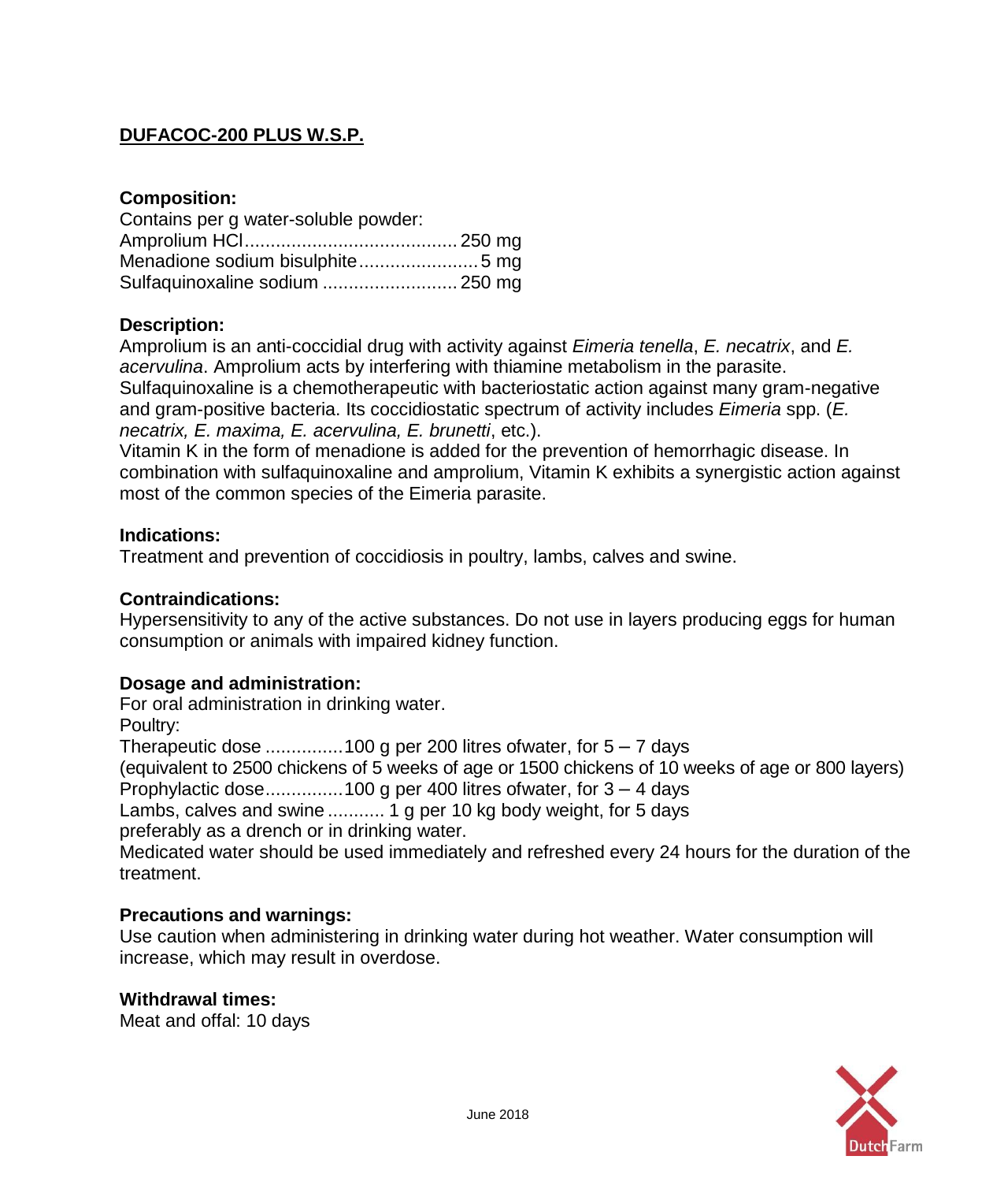## DUFACOC-200 PLUS W.S.P.

**Composition:**

Contains per g water-soluble powder:
Amprolium HCl........................................ 250 mg
Menadione sodium bisulphite....................... 5 mg
Sulfaquinoxaline sodium .......................... 250 mg

**Description:**

Amprolium is an anti-coccidial drug with activity against *Eimeria tenella*, *E. necatrix*, and *E. acervulina*. Amprolium acts by interfering with thiamine metabolism in the parasite.
Sulfaquinoxaline is a chemotherapeutic with bacteriostatic action against many gram-negative and gram-positive bacteria. Its coccidiostatic spectrum of activity includes *Eimeria* spp. (*E. necatrix, E. maxima, E. acervulina, E. brunetti*, etc.).
Vitamin K in the form of menadione is added for the prevention of hemorrhagic disease. In combination with sulfaquinoxaline and amprolium, Vitamin K exhibits a synergistic action against most of the common species of the Eimeria parasite.

**Indications:**

Treatment and prevention of coccidiosis in poultry, lambs, calves and swine.

**Contraindications:**

Hypersensitivity to any of the active substances. Do not use in layers producing eggs for human consumption or animals with impaired kidney function.

**Dosage and administration:**

For oral administration in drinking water.
Poultry:
Therapeutic dose ...............100 g per 200 litres ofwater, for 5 – 7 days
(equivalent to 2500 chickens of 5 weeks of age or 1500 chickens of 10 weeks of age or 800 layers)
Prophylactic dose...............100 g per 400 litres ofwater, for 3 – 4 days
Lambs, calves and swine ........... 1 g per 10 kg body weight, for 5 days
preferably as a drench or in drinking water.
Medicated water should be used immediately and refreshed every 24 hours for the duration of the treatment.

**Precautions and warnings:**

Use caution when administering in drinking water during hot weather. Water consumption will increase, which may result in overdose.

**Withdrawal times:**

Meat and offal: 10 days

June 2018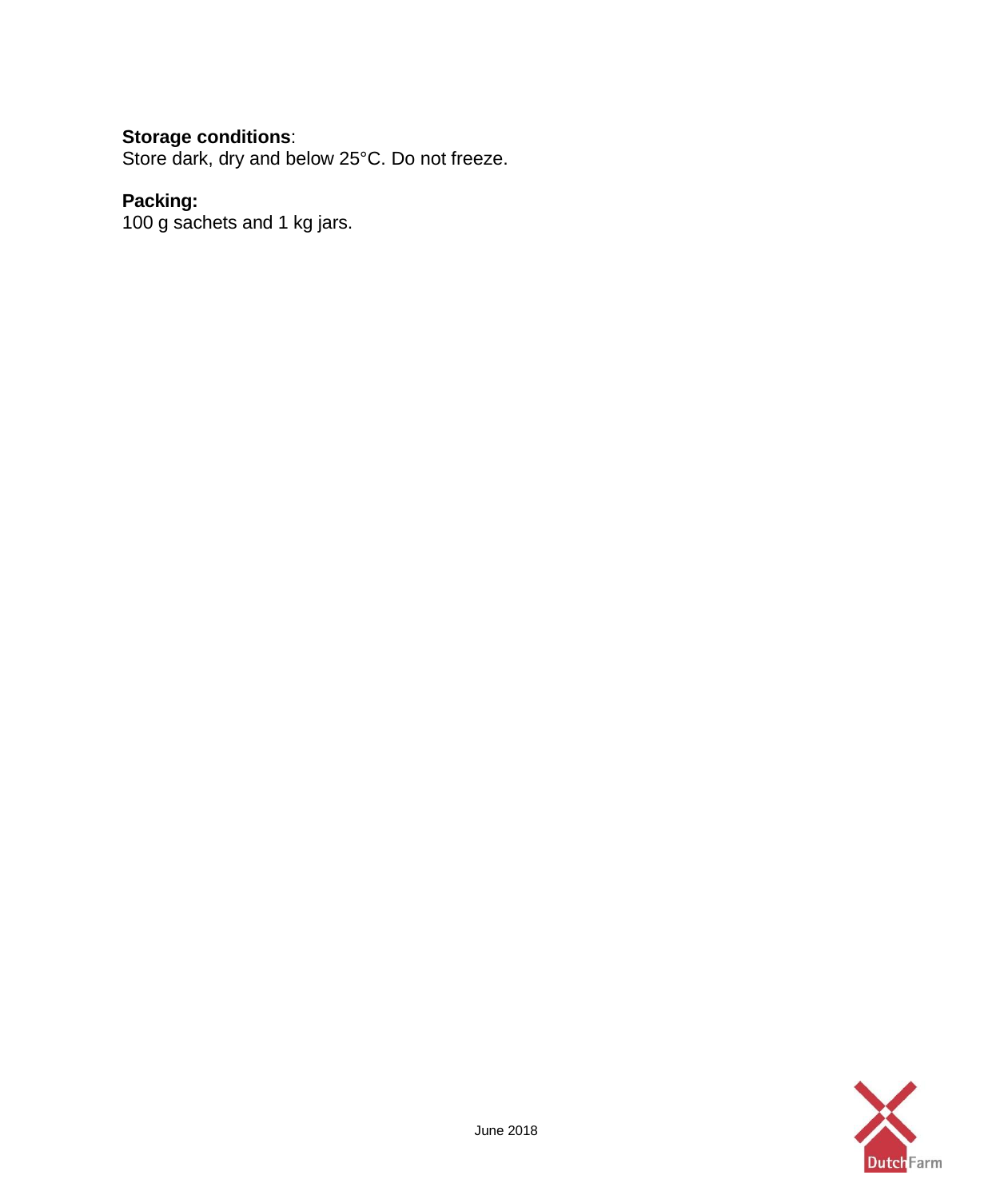**Storage conditions**:
Store dark, dry and below 25°C. Do not freeze.

**Packing:**
100 g sachets and 1 kg jars.

June 2018